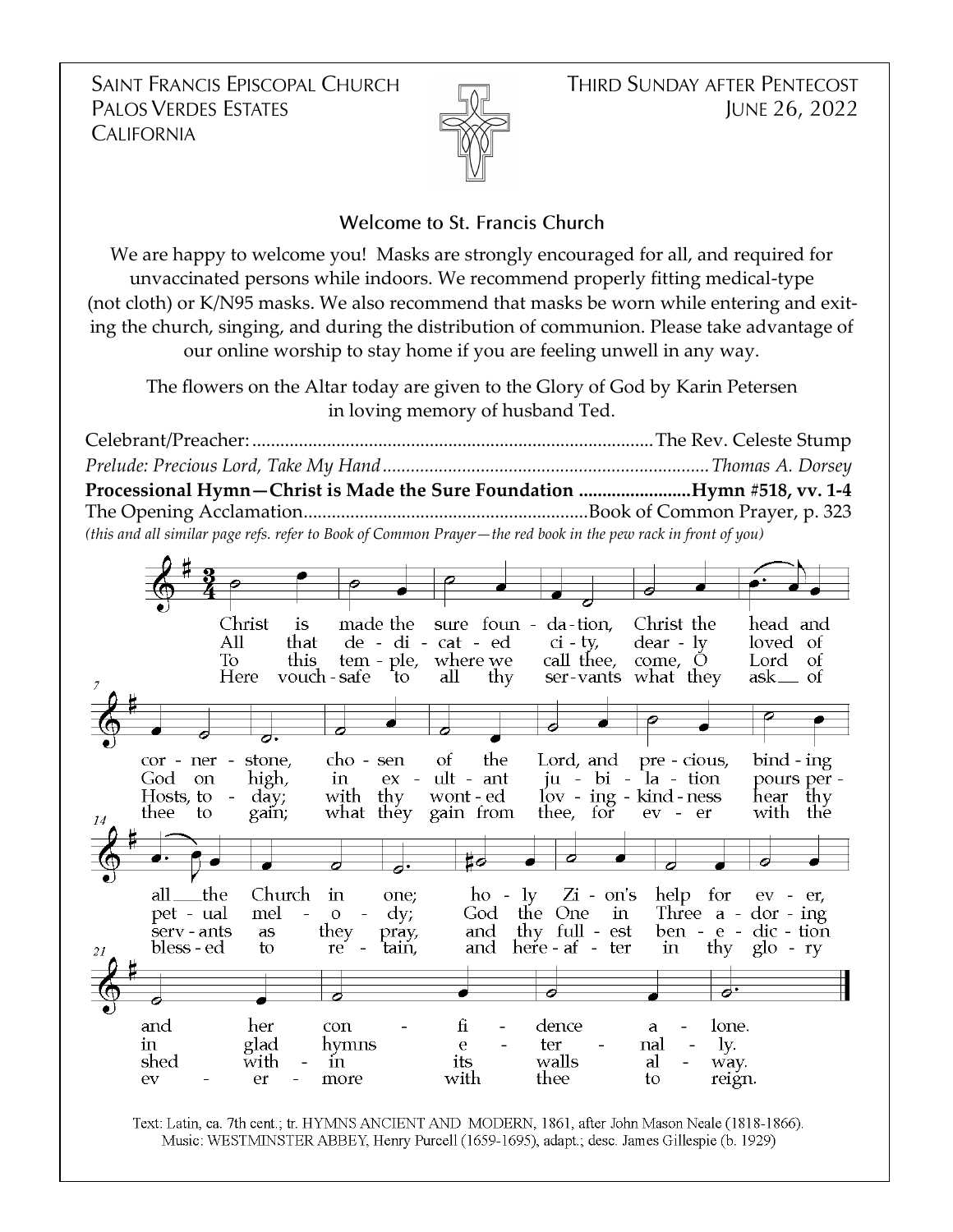SAINT FRANCIS EPISCOPAL CHURCH
PALOS VERDES ESTATES
CALIFORNIA

THIRD SUNDAY AFTER PENTECOST
JUNE 26, 2022

## Welcome to St. Francis Church

We are happy to welcome you! Masks are strongly encouraged for all, and required for unvaccinated persons while indoors. We recommend properly fitting medical-type (not cloth) or K/N95 masks. We also recommend that masks be worn while entering and exiting the church, singing, and during the distribution of communion. Please take advantage of our online worship to stay home if you are feeling unwell in any way.

The flowers on the Altar today are given to the Glory of God by Karin Petersen in loving memory of husband Ted.

Celebrant/Preacher:........................................................................................The Rev. Celeste Stump

*Prelude: Precious Lord, Take My Hand.....................................................................Thomas A. Dorsey*

**Processional Hymn—Christ is Made the Sure Foundation ........................Hymn #518, vv. 1-4**

The Opening Acclamation............................................................Book of Common Prayer, p. 323

*(this and all similar page refs. refer to Book of Common Prayer—the red book in the pew rack in front of you)*

1. Christ is made the sure foundation, Christ the head and cornerstone, chosen of the Lord, and precious, binding all the Church in one; holy Zion's help for ever, and her confidence alone.
2. All that dedicated city, dearly loved of God on high, in exultant jubilation pours perpetual melody; God the One in Three adoring in glad hymns eternally.
3. To this temple, where we call thee, come, O Lord of Hosts, today; with thy wonted loving-kindness hear thy servants as they pray, and thy fullest benediction shed within its walls alway.
4. Here vouchsafe to all thy servants what they ask of thee to gain; what they gain from thee, for ever with the blessed to retain, and hereafter in thy glory evermore with thee to reign.

Text: Latin, ca. 7th cent.; tr. HYMNS ANCIENT AND MODERN, 1861, after John Mason Neale (1818-1866).
Music: WESTMINSTER ABBEY, Henry Purcell (1659-1695), adapt.; desc. James Gillespie (b. 1929)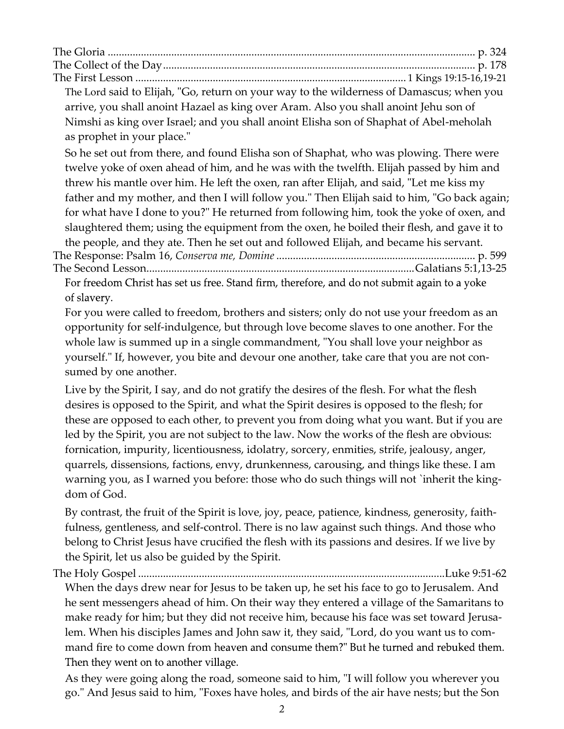The Gloria ........................................................................................................................ p. 324
The Collect of the Day................................................................................................. p. 178
The First Lesson ................................................................................ 1 Kings 19:15-16,19-21

The Lord said to Elijah, "Go, return on your way to the wilderness of Damascus; when you arrive, you shall anoint Hazael as king over Aram. Also you shall anoint Jehu son of Nimshi as king over Israel; and you shall anoint Elisha son of Shaphat of Abel-meholah as prophet in your place."

So he set out from there, and found Elisha son of Shaphat, who was plowing. There were twelve yoke of oxen ahead of him, and he was with the twelfth. Elijah passed by him and threw his mantle over him. He left the oxen, ran after Elijah, and said, "Let me kiss my father and my mother, and then I will follow you." Then Elijah said to him, "Go back again; for what have I done to you?" He returned from following him, took the yoke of oxen, and slaughtered them; using the equipment from the oxen, he boiled their flesh, and gave it to the people, and they ate. Then he set out and followed Elijah, and became his servant.

The Response: Psalm 16, *Conserva me, Domine* ....................................................................... p. 599
The Second Lesson...............................................................................................Galatians 5:1,13-25

For freedom Christ has set us free. Stand firm, therefore, and do not submit again to a yoke of slavery.

For you were called to freedom, brothers and sisters; only do not use your freedom as an opportunity for self-indulgence, but through love become slaves to one another. For the whole law is summed up in a single commandment, "You shall love your neighbor as yourself." If, however, you bite and devour one another, take care that you are not consumed by one another.

Live by the Spirit, I say, and do not gratify the desires of the flesh. For what the flesh desires is opposed to the Spirit, and what the Spirit desires is opposed to the flesh; for these are opposed to each other, to prevent you from doing what you want. But if you are led by the Spirit, you are not subject to the law. Now the works of the flesh are obvious: fornication, impurity, licentiousness, idolatry, sorcery, enmities, strife, jealousy, anger, quarrels, dissensions, factions, envy, drunkenness, carousing, and things like these. I am warning you, as I warned you before: those who do such things will not `inherit the kingdom of God.

By contrast, the fruit of the Spirit is love, joy, peace, patience, kindness, generosity, faithfulness, gentleness, and self-control. There is no law against such things. And those who belong to Christ Jesus have crucified the flesh with its passions and desires. If we live by the Spirit, let us also be guided by the Spirit.

The Holy Gospel ............................................................................................................Luke 9:51-62

When the days drew near for Jesus to be taken up, he set his face to go to Jerusalem. And he sent messengers ahead of him. On their way they entered a village of the Samaritans to make ready for him; but they did not receive him, because his face was set toward Jerusalem. When his disciples James and John saw it, they said, "Lord, do you want us to command fire to come down from heaven and consume them?" But he turned and rebuked them. Then they went on to another village.

As they were going along the road, someone said to him, "I will follow you wherever you go." And Jesus said to him, "Foxes have holes, and birds of the air have nests; but the Son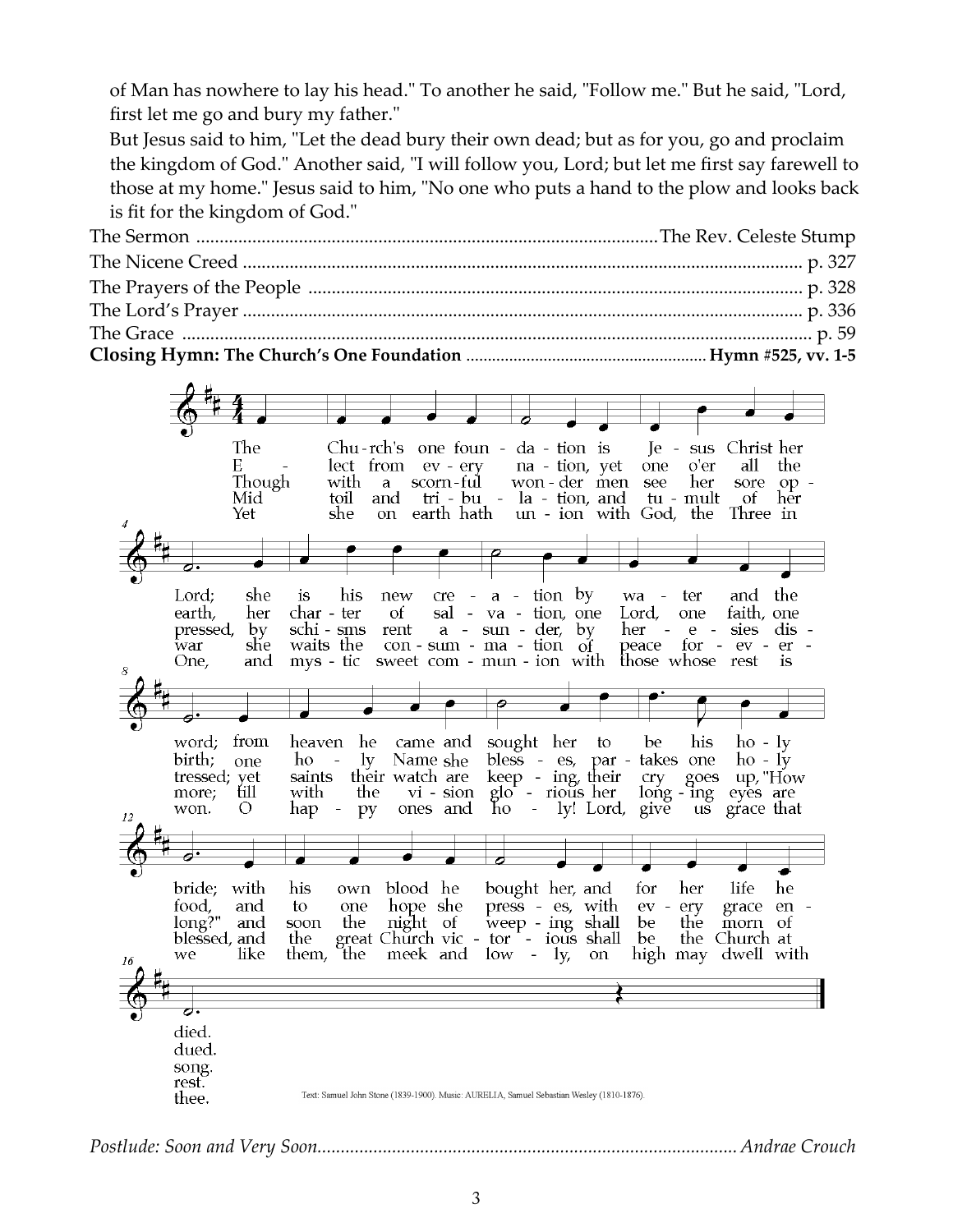of Man has nowhere to lay his head." To another he said, "Follow me." But he said, "Lord, first let me go and bury my father."

But Jesus said to him, "Let the dead bury their own dead; but as for you, go and proclaim the kingdom of God." Another said, "I will follow you, Lord; but let me first say farewell to those at my home." Jesus said to him, "No one who puts a hand to the plow and looks back is fit for the kingdom of God."

The Sermon ........................................................................................ The Rev. Celeste Stump

The Nicene Creed ........................................................................................ p. 327

The Prayers of the People ........................................................................................ p. 328

The Lord's Prayer ........................................................................................ p. 336

The Grace ........................................................................................ p. 59

**Closing Hymn: The Church's One Foundation ........................................ Hymn #525, vv. 1-5**

1. The Church's one foundation is Jesus Christ her Lord; she is his new creation by water and the word; from heaven he came and sought her to be his holy bride; with his own blood he bought her, and for her life he died.
2. Elect from every nation, yet one o'er all the earth, her charter of salvation, one Lord, one faith, one birth; one holy Name she blesses, partakes one holy food, and to one hope she presses, with every grace endued.
3. Though with a scornful wonder men see her sore oppressed, by schisms rent asunder, by heresies distressed; yet saints their watch are keeping, their cry goes up, "How long?" and soon the night of weeping shall be the morn of song.
4. Mid toil and tribulation, and tumult of her war she waits the consummation of peace for evermore; till with the vision glorious her longing eyes are blessed, and the great Church victorious shall be the Church at rest.
5. Yet she on earth hath union with God, the Three in One, and mystic sweet communion with those whose rest is won. O happy ones and holy! Lord, give us grace that we like them, the meek and lowly, on high may dwell with thee.

Text: Samuel John Stone (1839-1900). Music: AURELIA, Samuel Sebastian Wesley (1810-1876).

*Postlude: Soon and Very Soon........................................................................................ Andrae Crouch*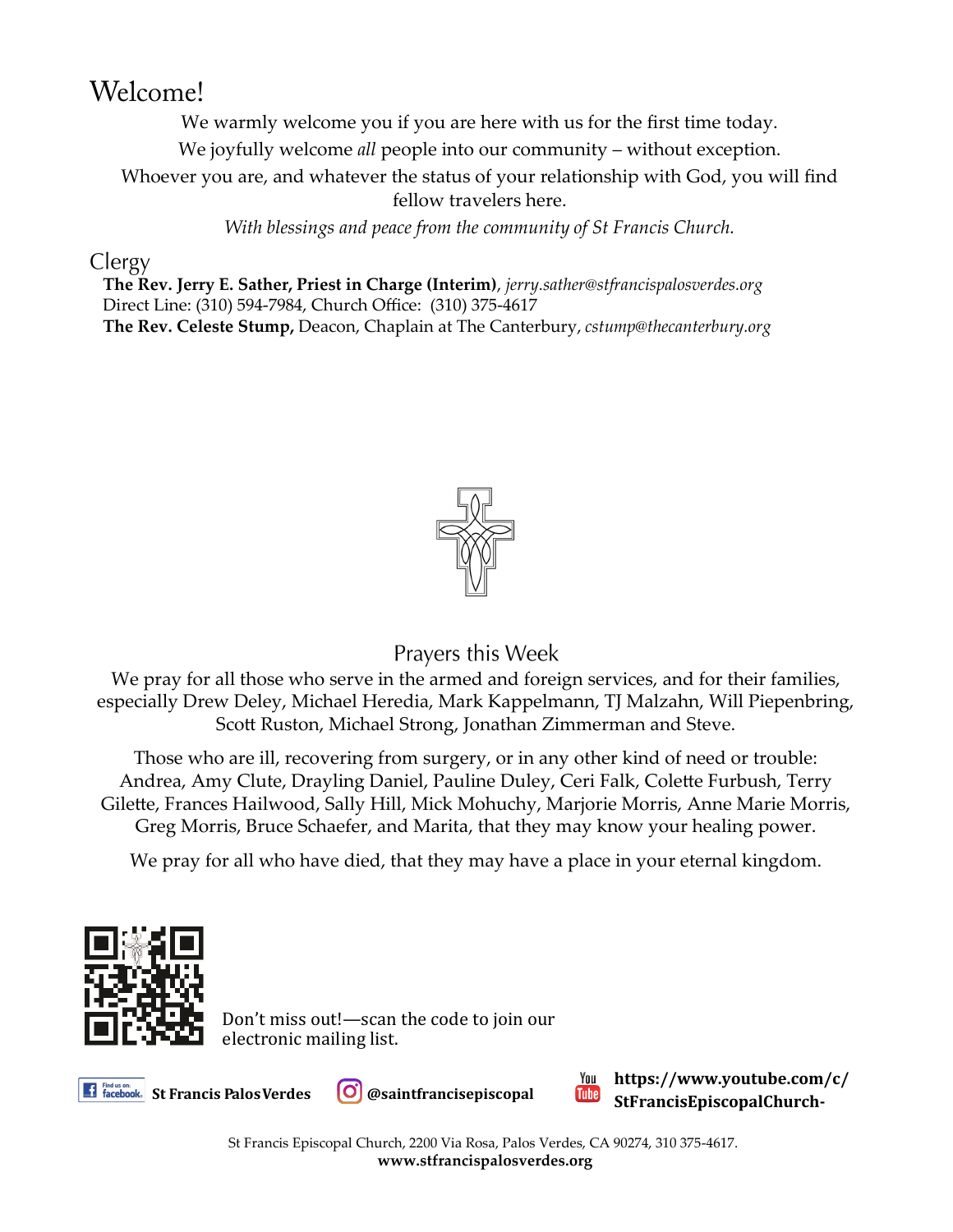# Welcome!

We warmly welcome you if you are here with us for the first time today.

We joyfully welcome *all* people into our community – without exception.

Whoever you are, and whatever the status of your relationship with God, you will find fellow travelers here.

*With blessings and peace from the community of St Francis Church.*

## Clergy

**The Rev. Jerry E. Sather, Priest in Charge (Interim)**, *jerry.sather@stfrancispalosverdes.org*
Direct Line: (310) 594-7984, Church Office: (310) 375-4617
**The Rev. Celeste Stump,** Deacon, Chaplain at The Canterbury, *cstump@thecanterbury.org*

## Prayers this Week

We pray for all those who serve in the armed and foreign services, and for their families, especially Drew Deley, Michael Heredia, Mark Kappelmann, TJ Malzahn, Will Piepenbring, Scott Ruston, Michael Strong, Jonathan Zimmerman and Steve.

Those who are ill, recovering from surgery, or in any other kind of need or trouble: Andrea, Amy Clute, Drayling Daniel, Pauline Duley, Ceri Falk, Colette Furbush, Terry Gilette, Frances Hailwood, Sally Hill, Mick Mohuchy, Marjorie Morris, Anne Marie Morris, Greg Morris, Bruce Schaefer, and Marita, that they may know your healing power.

We pray for all who have died, that they may have a place in your eternal kingdom.

Don't miss out!—scan the code to join our electronic mailing list.

**St Francis Palos Verdes** **@saintfrancisepiscopal** **https://www.youtube.com/c/StFrancisEpiscopalChurch-**

St Francis Episcopal Church, 2200 Via Rosa, Palos Verdes, CA 90274, 310 375-4617.
**www.stfrancispalosverdes.org**